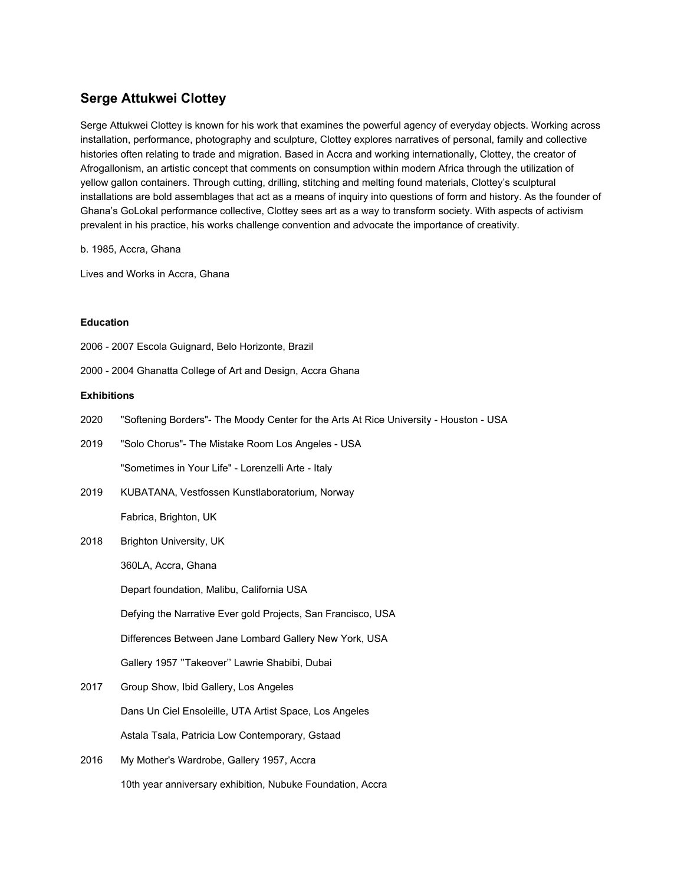# Serge Attukwei Clottey

Serge Attukwei Clottey is known for his work that examines the powerful agency of everyday objects. Working across installation, performance, photography and sculpture, Clottey explores narratives of personal, family and collective histories often relating to trade and migration. Based in Accra and working internationally, Clottey, the creator of Afrogallonism, an artistic concept that comments on consumption within modern Africa through the utilization of yellow gallon containers. Through cutting, drilling, stitching and melting found materials, Clottey's sculptural installations are bold assemblages that act as a means of inquiry into questions of form and history. As the founder of Ghana's GoLokal performance collective, Clottey sees art as a way to transform society. With aspects of activism prevalent in his practice, his works challenge convention and advocate the importance of creativity.

b. 1985, Accra, Ghana

Lives and Works in Accra, Ghana

### Education

2006 - 2007 Escola Guignard, Belo Horizonte, Brazil

2000 - 2004 Ghanatta College of Art and Design, Accra Ghana

### Exhibitions

2020 "Softening Borders"- The Moody Center for the Arts At Rice University - Houston - USA

2019 "Solo Chorus"- The Mistake Room Los Angeles - USA

"Sometimes in Your Life" - Lorenzelli Arte - Italy

2019 KUBATANA, Vestfossen Kunstlaboratorium, Norway

Fabrica, Brighton, UK

2018 Brighton University, UK

360LA, Accra, Ghana

Depart foundation, Malibu, California USA

Defying the Narrative Ever gold Projects, San Francisco, USA

Differences Between Jane Lombard Gallery New York, USA

Gallery 1957 ''Takeover'' Lawrie Shabibi, Dubai

2017 Group Show, Ibid Gallery, Los Angeles

Dans Un Ciel Ensoleille, UTA Artist Space, Los Angeles

Astala Tsala, Patricia Low Contemporary, Gstaad

2016 My Mother's Wardrobe, Gallery 1957, Accra

10th year anniversary exhibition, Nubuke Foundation, Accra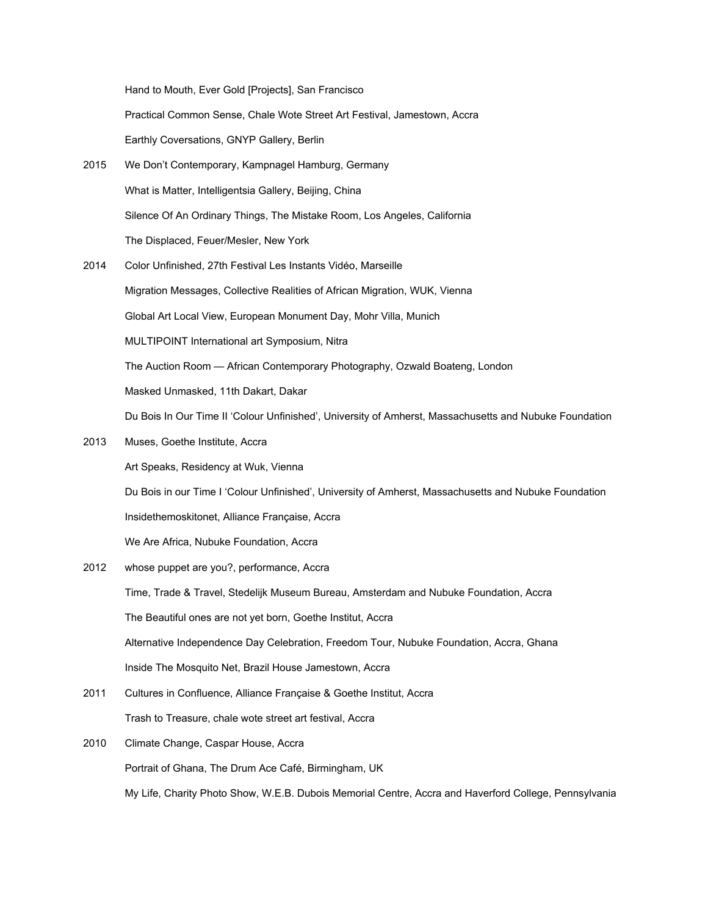Hand to Mouth, Ever Gold [Projects], San Francisco

Practical Common Sense, Chale Wote Street Art Festival, Jamestown, Accra

Earthly Coversations, GNYP Gallery, Berlin

2015 We Don't Contemporary, Kampnagel Hamburg, Germany

What is Matter, Intelligentsia Gallery, Beijing, China

Silence Of An Ordinary Things, The Mistake Room, Los Angeles, California

The Displaced, Feuer/Mesler, New York

2014 Color Unfinished, 27th Festival Les Instants Vidéo, Marseille

Migration Messages, Collective Realities of African Migration, WUK, Vienna

Global Art Local View, European Monument Day, Mohr Villa, Munich

MULTIPOINT International art Symposium, Nitra

The Auction Room — African Contemporary Photography, Ozwald Boateng, London

Masked Unmasked, 11th Dakart, Dakar

Du Bois In Our Time II 'Colour Unfinished', University of Amherst, Massachusetts and Nubuke Foundation

2013 Muses, Goethe Institute, Accra

Art Speaks, Residency at Wuk, Vienna

Du Bois in our Time I 'Colour Unfinished', University of Amherst, Massachusetts and Nubuke Foundation

Insidethemoskitonet, Alliance Française, Accra

We Are Africa, Nubuke Foundation, Accra

2012 whose puppet are you?, performance, Accra

Time, Trade & Travel, Stedelijk Museum Bureau, Amsterdam and Nubuke Foundation, Accra

The Beautiful ones are not yet born, Goethe Institut, Accra

Alternative Independence Day Celebration, Freedom Tour, Nubuke Foundation, Accra, Ghana

Inside The Mosquito Net, Brazil House Jamestown, Accra

2011 Cultures in Confluence, Alliance Française & Goethe Institut, Accra

Trash to Treasure, chale wote street art festival, Accra

2010 Climate Change, Caspar House, Accra

Portrait of Ghana, The Drum Ace Café, Birmingham, UK

My Life, Charity Photo Show, W.E.B. Dubois Memorial Centre, Accra and Haverford College, Pennsylvania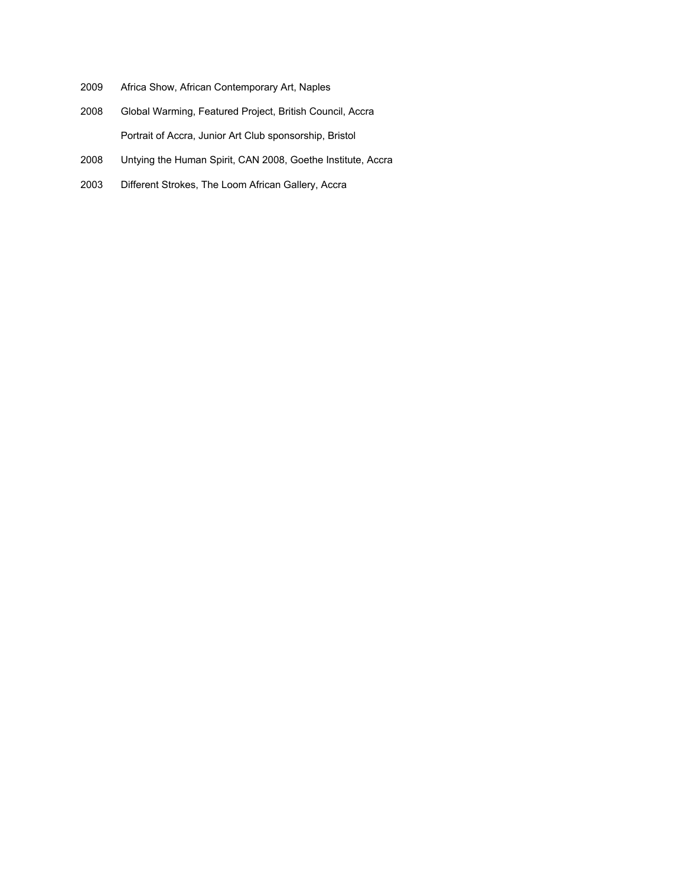2009 Africa Show, African Contemporary Art, Naples

2008 Global Warming, Featured Project, British Council, Accra

Portrait of Accra, Junior Art Club sponsorship, Bristol

2008 Untying the Human Spirit, CAN 2008, Goethe Institute, Accra

2003 Different Strokes, The Loom African Gallery, Accra